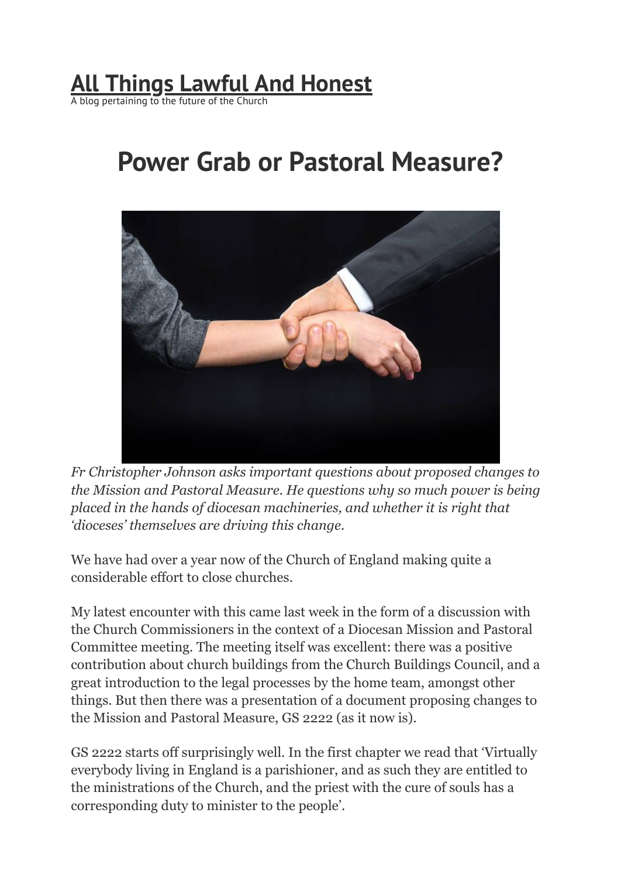# All Things Lawful And Honest

A blog pertaining to the future of the Church

## Power Grab or Pastoral Measure?

*Fr Christopher Johnson asks important questions about proposed changes to the Mission and Pastoral Measure. He questions why so much power is being placed in the hands of diocesan machineries, and whether it is right that 'dioceses' themselves are driving this change.*

We have had over a year now of the Church of England making quite a considerable effort to close churches.

My latest encounter with this came last week in the form of a discussion with the Church Commissioners in the context of a Diocesan Mission and Pastoral Committee meeting. The meeting itself was excellent: there was a positive contribution about church buildings from the Church Buildings Council, and a great introduction to the legal processes by the home team, amongst other things. But then there was a presentation of a document proposing changes to the Mission and Pastoral Measure, GS 2222 (as it now is).

GS 2222 starts off surprisingly well. In the first chapter we read that 'Virtually everybody living in England is a parishioner, and as such they are entitled to the ministrations of the Church, and the priest with the cure of souls has a corresponding duty to minister to the people'.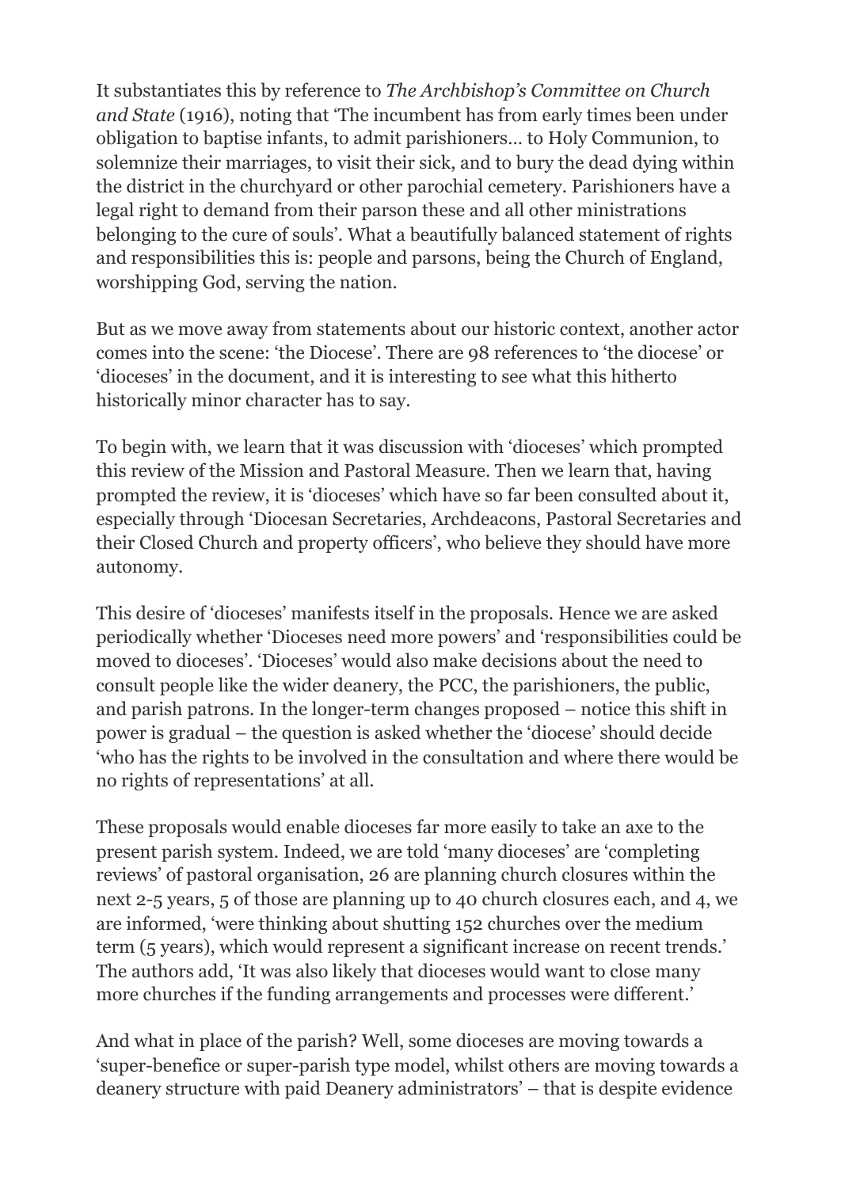It substantiates this by reference to *The Archbishop's Committee on Church and State* (1916), noting that 'The incumbent has from early times been under obligation to baptise infants, to admit parishioners... to Holy Communion, to solemnize their marriages, to visit their sick, and to bury the dead dying within the district in the churchyard or other parochial cemetery. Parishioners have a legal right to demand from their parson these and all other ministrations belonging to the cure of souls'. What a beautifully balanced statement of rights and responsibilities this is: people and parsons, being the Church of England, worshipping God, serving the nation.

But as we move away from statements about our historic context, another actor comes into the scene: 'the Diocese'. There are 98 references to 'the diocese' or 'dioceses' in the document, and it is interesting to see what this hitherto historically minor character has to say.

To begin with, we learn that it was discussion with 'dioceses' which prompted this review of the Mission and Pastoral Measure. Then we learn that, having prompted the review, it is 'dioceses' which have so far been consulted about it, especially through 'Diocesan Secretaries, Archdeacons, Pastoral Secretaries and their Closed Church and property officers', who believe they should have more autonomy.

This desire of 'dioceses' manifests itself in the proposals. Hence we are asked periodically whether 'Dioceses need more powers' and 'responsibilities could be moved to dioceses'. 'Dioceses' would also make decisions about the need to consult people like the wider deanery, the PCC, the parishioners, the public, and parish patrons. In the longer-term changes proposed – notice this shift in power is gradual – the question is asked whether the 'diocese' should decide 'who has the rights to be involved in the consultation and where there would be no rights of representations' at all.

These proposals would enable dioceses far more easily to take an axe to the present parish system. Indeed, we are told 'many dioceses' are 'completing reviews' of pastoral organisation, 26 are planning church closures within the next 2-5 years, 5 of those are planning up to 40 church closures each, and 4, we are informed, 'were thinking about shutting 152 churches over the medium term (5 years), which would represent a significant increase on recent trends.' The authors add, 'It was also likely that dioceses would want to close many more churches if the funding arrangements and processes were different.'

And what in place of the parish? Well, some dioceses are moving towards a 'super-benefice or super-parish type model, whilst others are moving towards a deanery structure with paid Deanery administrators' – that is despite evidence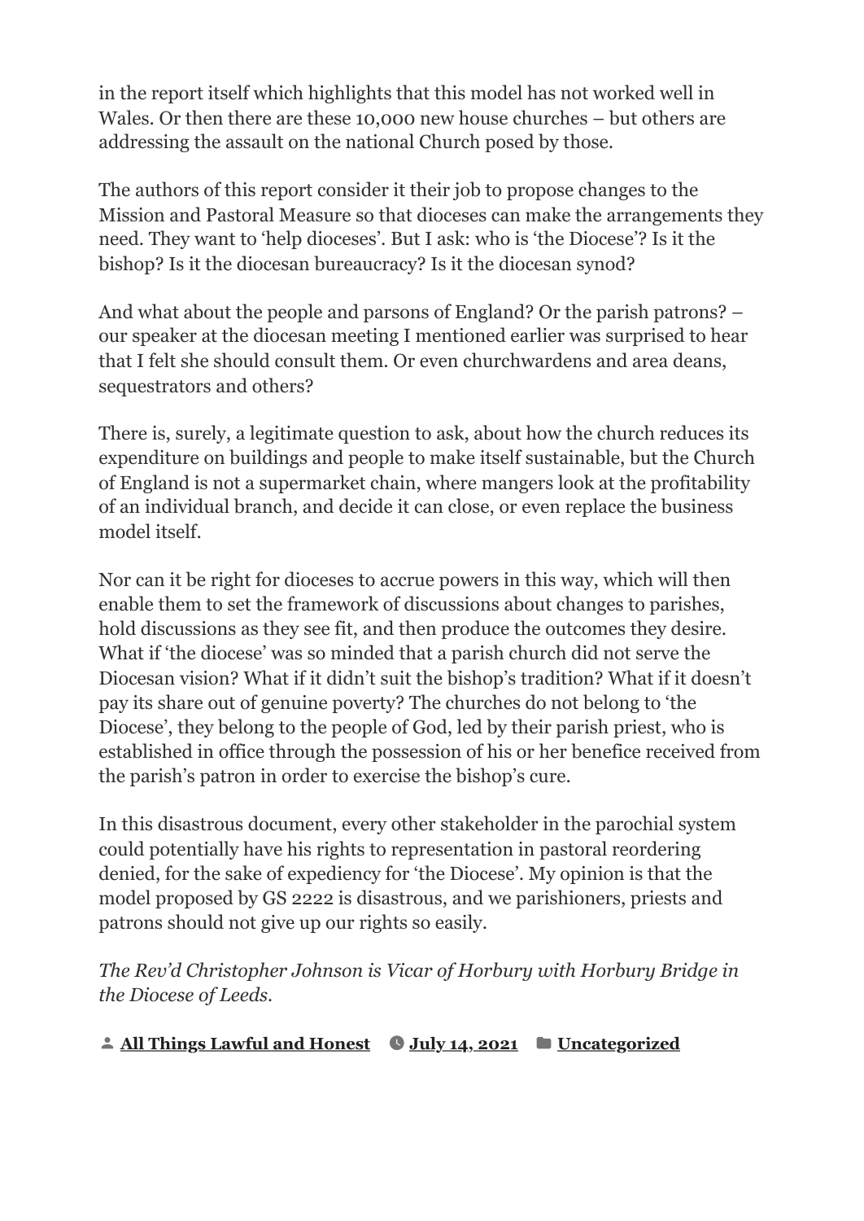in the report itself which highlights that this model has not worked well in Wales. Or then there are these 10,000 new house churches – but others are addressing the assault on the national Church posed by those.

The authors of this report consider it their job to propose changes to the Mission and Pastoral Measure so that dioceses can make the arrangements they need. They want to 'help dioceses'. But I ask: who is 'the Diocese'? Is it the bishop? Is it the diocesan bureaucracy? Is it the diocesan synod?

And what about the people and parsons of England? Or the parish patrons? – our speaker at the diocesan meeting I mentioned earlier was surprised to hear that I felt she should consult them. Or even churchwardens and area deans, sequestrators and others?

There is, surely, a legitimate question to ask, about how the church reduces its expenditure on buildings and people to make itself sustainable, but the Church of England is not a supermarket chain, where mangers look at the profitability of an individual branch, and decide it can close, or even replace the business model itself.

Nor can it be right for dioceses to accrue powers in this way, which will then enable them to set the framework of discussions about changes to parishes, hold discussions as they see fit, and then produce the outcomes they desire. What if 'the diocese' was so minded that a parish church did not serve the Diocesan vision? What if it didn't suit the bishop's tradition? What if it doesn't pay its share out of genuine poverty? The churches do not belong to 'the Diocese', they belong to the people of God, led by their parish priest, who is established in office through the possession of his or her benefice received from the parish's patron in order to exercise the bishop's cure.

In this disastrous document, every other stakeholder in the parochial system could potentially have his rights to representation in pastoral reordering denied, for the sake of expediency for 'the Diocese'. My opinion is that the model proposed by GS 2222 is disastrous, and we parishioners, priests and patrons should not give up our rights so easily.

*The Rev'd Christopher Johnson is Vicar of Horbury with Horbury Bridge in the Diocese of Leeds.*

**All Things Lawful and Honest** **July 14, 2021** **Uncategorized**